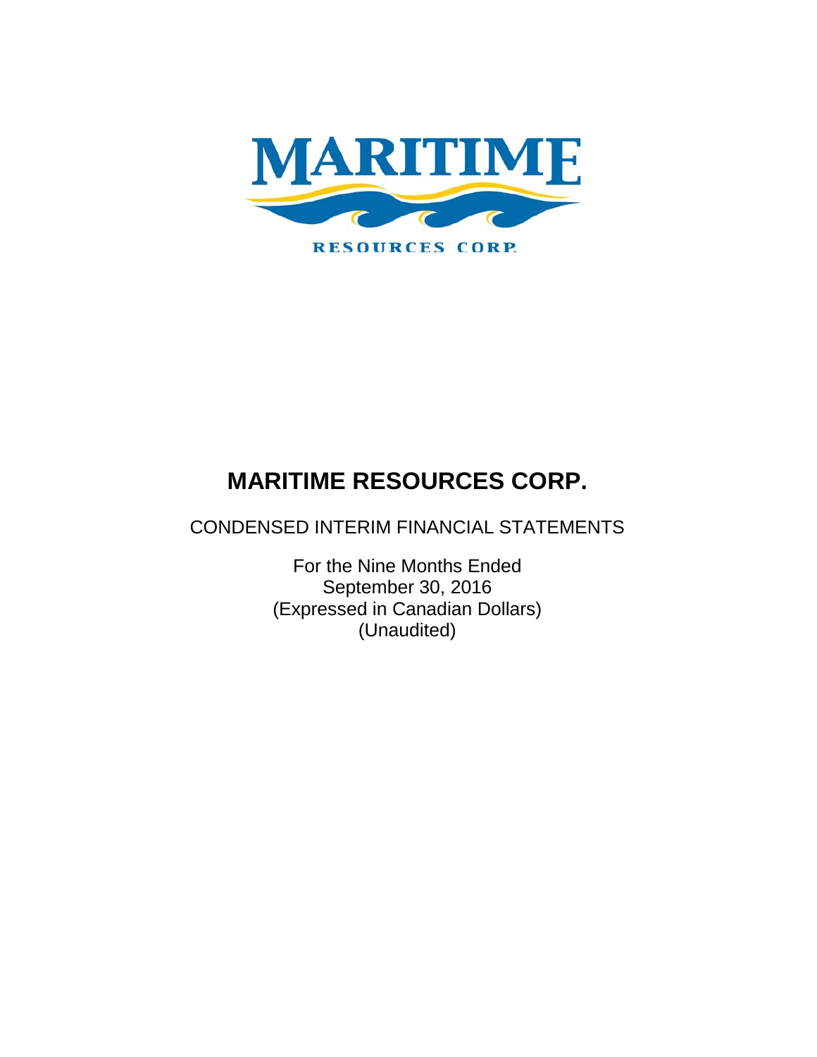MARITIME

RESOURCES CORP.

# MARITIME RESOURCES CORP.

CONDENSED INTERIM FINANCIAL STATEMENTS

For the Nine Months Ended
September 30, 2016
(Expressed in Canadian Dollars)
(Unaudited)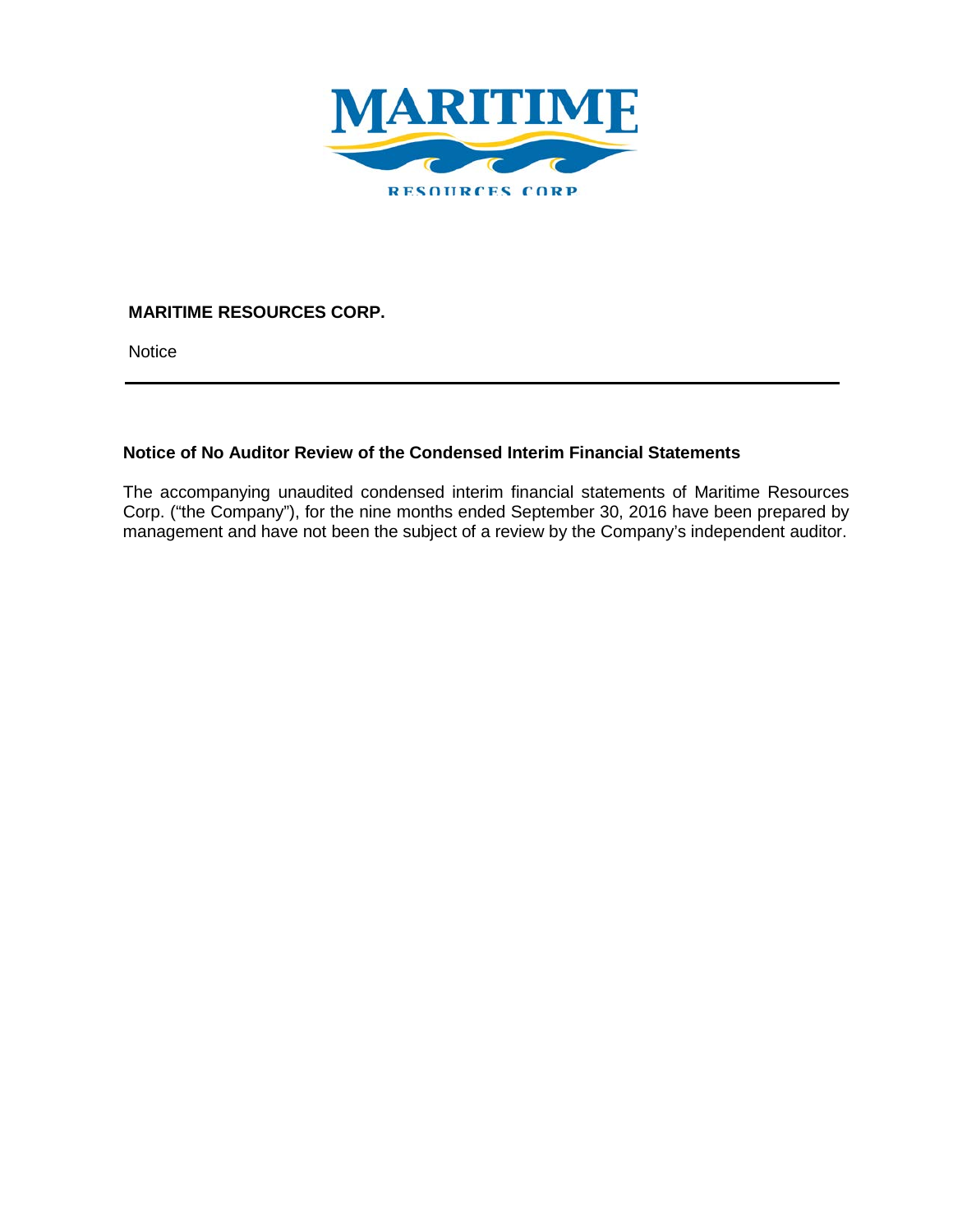**MARITIME RESOURCES CORP.**

Notice

---

### Notice of No Auditor Review of the Condensed Interim Financial Statements

The accompanying unaudited condensed interim financial statements of Maritime Resources Corp. ("the Company"), for the nine months ended September 30, 2016 have been prepared by management and have not been the subject of a review by the Company's independent auditor.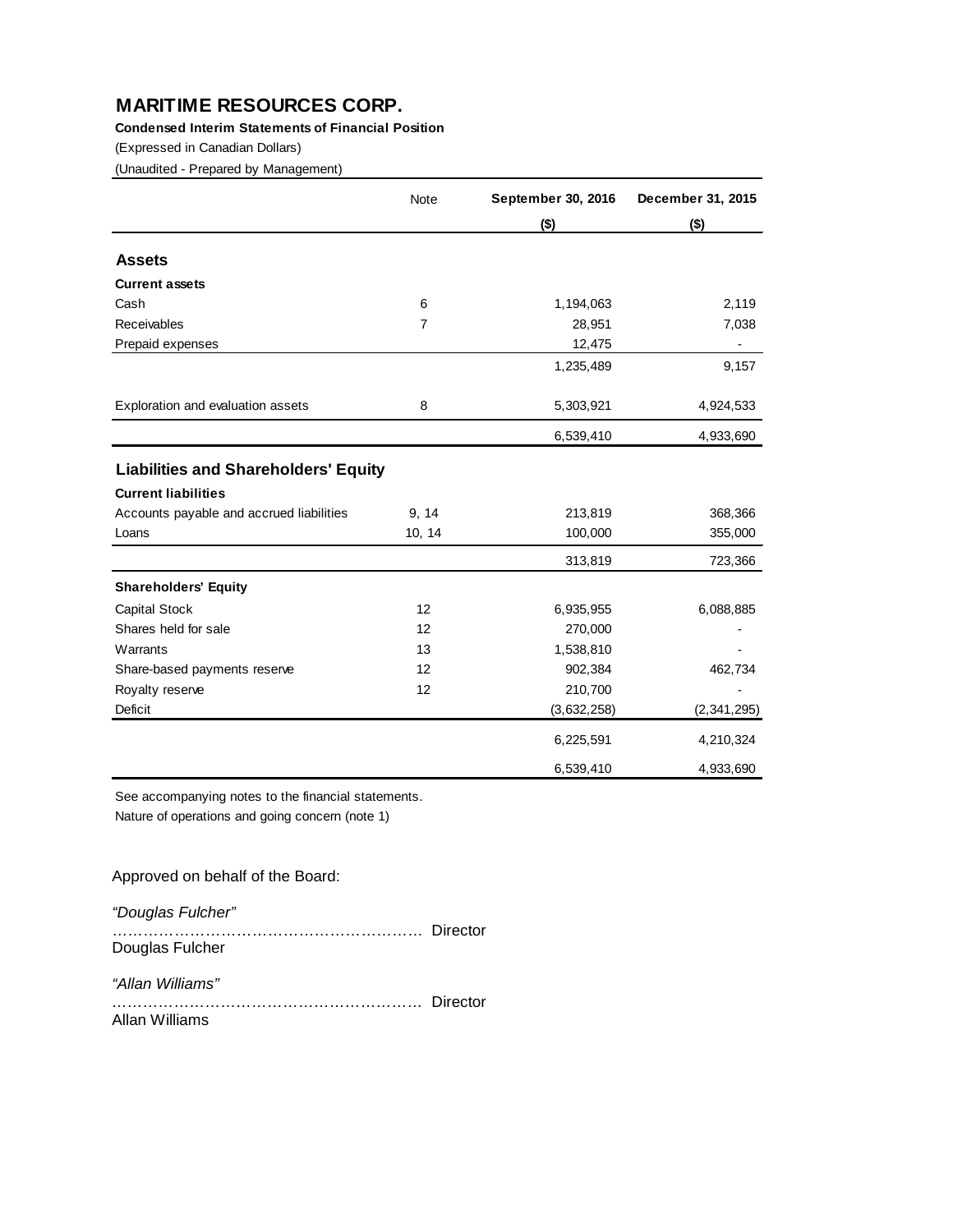# MARITIME RESOURCES CORP.

**Condensed Interim Statements of Financial Position**

(Expressed in Canadian Dollars)

(Unaudited - Prepared by Management)

| | Note | September 30, 2016 | December 31, 2015 |
|---|---|---|---|
| | | ($) | ($) |
| **Assets** | | | |
| **Current assets** | | | |
| Cash | 6 | 1,194,063 | 2,119 |
| Receivables | 7 | 28,951 | 7,038 |
| Prepaid expenses | | 12,475 | - |
| | | 1,235,489 | 9,157 |
| Exploration and evaluation assets | 8 | 5,303,921 | 4,924,533 |
| | | 6,539,410 | 4,933,690 |
| **Liabilities and Shareholders' Equity** | | | |
| **Current liabilities** | | | |
| Accounts payable and accrued liabilities | 9, 14 | 213,819 | 368,366 |
| Loans | 10, 14 | 100,000 | 355,000 |
| | | 313,819 | 723,366 |
| **Shareholders' Equity** | | | |
| Capital Stock | 12 | 6,935,955 | 6,088,885 |
| Shares held for sale | 12 | 270,000 | - |
| Warrants | 13 | 1,538,810 | - |
| Share-based payments reserve | 12 | 902,384 | 462,734 |
| Royalty reserve | 12 | 210,700 | - |
| Deficit | | (3,632,258) | (2,341,295) |
| | | 6,225,591 | 4,210,324 |
| | | 6,539,410 | 4,933,690 |

See accompanying notes to the financial statements.

Nature of operations and going concern (note 1)

Approved on behalf of the Board:

*"Douglas Fulcher"*
………………………………………………… Director
Douglas Fulcher

*"Allan Williams"*
………………………………………………… Director
Allan Williams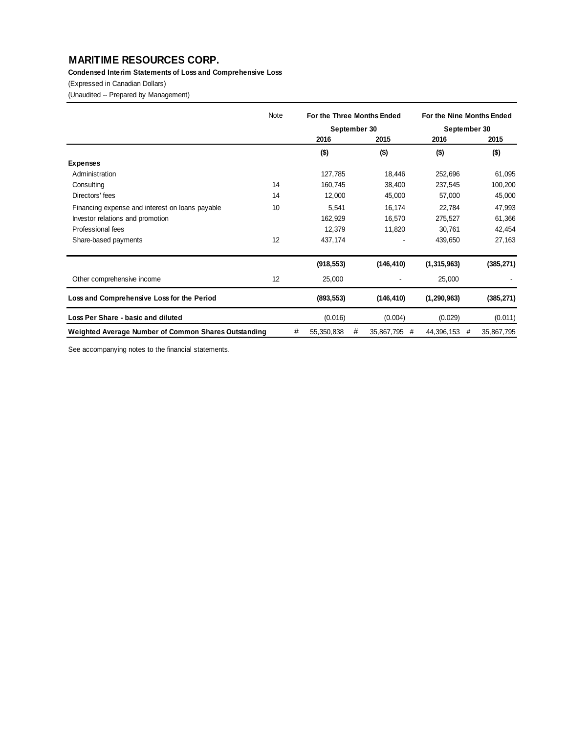# MARITIME RESOURCES CORP.

**Condensed Interim Statements of Loss and Comprehensive Loss**

(Expressed in Canadian Dollars)

(Unaudited -- Prepared by Management)

| | Note | For the Three Months Ended | | For the Nine Months Ended | |
|---|---|---|---|---|---|
| | | September 30 | | September 30 | |
| | | 2016 | 2015 | 2016 | 2015 |
| | | ($) | ($) | ($) | ($) |
| **Expenses** | | | | | |
| Administration | | 127,785 | 18,446 | 252,696 | 61,095 |
| Consulting | 14 | 160,745 | 38,400 | 237,545 | 100,200 |
| Directors' fees | 14 | 12,000 | 45,000 | 57,000 | 45,000 |
| Financing expense and interest on loans payable | 10 | 5,541 | 16,174 | 22,784 | 47,993 |
| Investor relations and promotion | | 162,929 | 16,570 | 275,527 | 61,366 |
| Professional fees | | 12,379 | 11,820 | 30,761 | 42,454 |
| Share-based payments | 12 | 437,174 | - | 439,650 | 27,163 |
| | | **(918,553)** | **(146,410)** | **(1,315,963)** | **(385,271)** |
| Other comprehensive income | 12 | 25,000 | - | 25,000 | - |
| **Loss and Comprehensive Loss for the Period** | | **(893,553)** | **(146,410)** | **(1,290,963)** | **(385,271)** |
| **Loss Per Share - basic and diluted** | | (0.016) | (0.004) | (0.029) | (0.011) |
| **Weighted Average Number of Common Shares Outstanding** | | # 55,350,838 | # 35,867,795 | # 44,396,153 | # 35,867,795 |

See accompanying notes to the financial statements.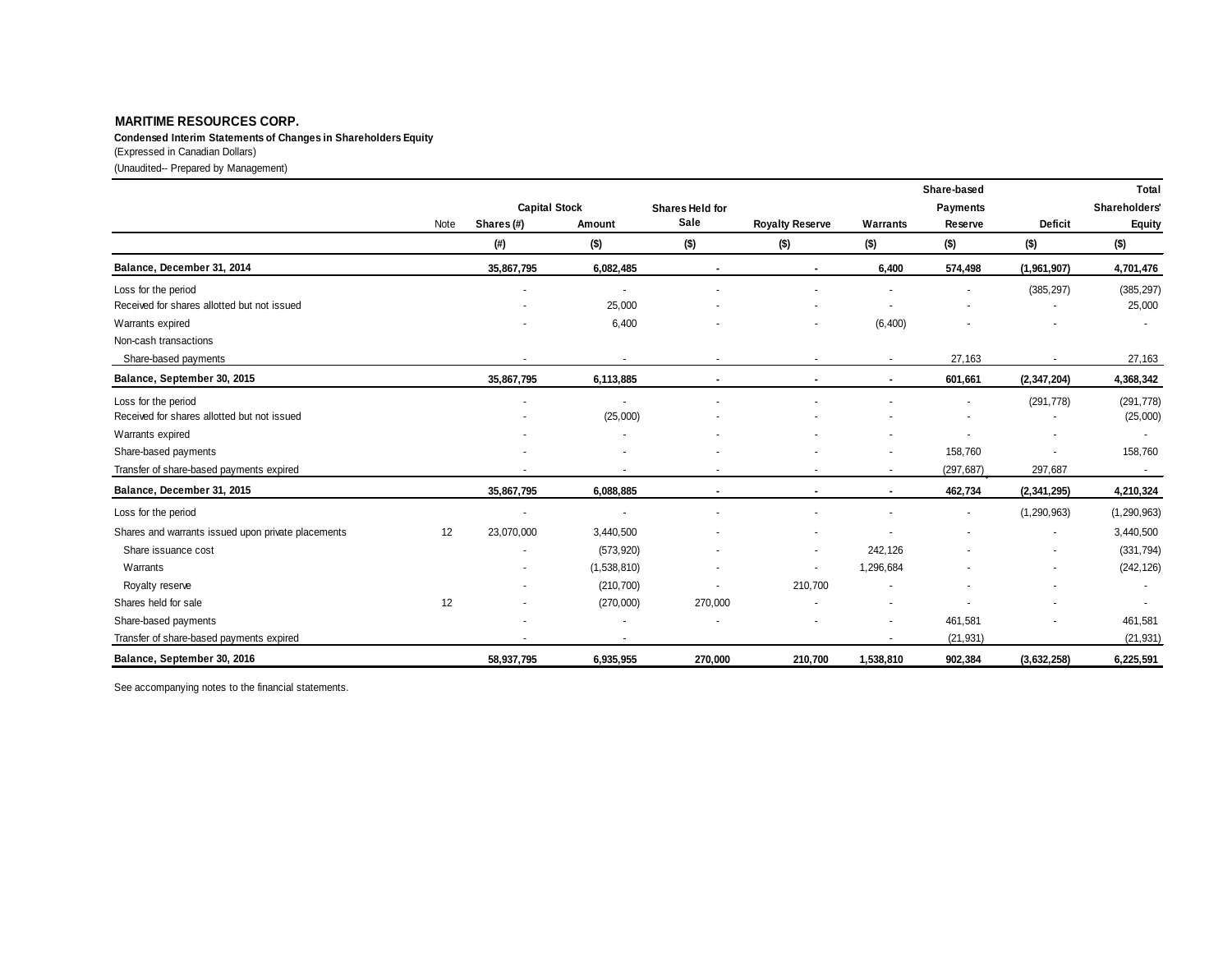**MARITIME RESOURCES CORP.**

**Condensed Interim Statements of Changes in Shareholders Equity**

(Expressed in Canadian Dollars)

(Unaudited-- Prepared by Management)

| | Note | Capital Stock | | Shares Held for Sale | Royalty Reserve | Warrants | Share-based Payments Reserve | Deficit | Total Shareholders' Equity |
|---|---|---|---|---|---|---|---|---|---|
| | | Shares (#) | Amount | | | | | | |
| | | (#) | ($) | ($) | ($) | ($) | ($) | ($) | ($) |
| **Balance, December 31, 2014** | | **35,867,795** | **6,082,485** | **-** | **-** | **6,400** | **574,498** | **(1,961,907)** | **4,701,476** |
| Loss for the period | | - | - | - | - | - | - | (385,297) | (385,297) |
| Received for shares allotted but not issued | | - | 25,000 | - | - | - | - | - | 25,000 |
| Warrants expired | | - | 6,400 | - | - | (6,400) | - | - | - |
| Non-cash transactions | | | | | | | | | |
| Share-based payments | | - | - | - | - | - | 27,163 | - | 27,163 |
| **Balance, September 30, 2015** | | **35,867,795** | **6,113,885** | **-** | **-** | **-** | **601,661** | **(2,347,204)** | **4,368,342** |
| Loss for the period | | - | - | - | - | - | - | (291,778) | (291,778) |
| Received for shares allotted but not issued | | - | (25,000) | - | - | - | - | - | (25,000) |
| Warrants expired | | - | - | - | - | - | - | - | - |
| Share-based payments | | - | - | - | - | - | 158,760 | - | 158,760 |
| Transfer of share-based payments expired | | - | - | - | - | - | (297,687) | 297,687 | - |
| **Balance, December 31, 2015** | | **35,867,795** | **6,088,885** | **-** | **-** | **-** | **462,734** | **(2,341,295)** | **4,210,324** |
| Loss for the period | | - | - | - | - | - | - | (1,290,963) | (1,290,963) |
| Shares and warrants issued upon private placements | 12 | 23,070,000 | 3,440,500 | - | - | - | - | - | 3,440,500 |
| Share issuance cost | | - | (573,920) | - | - | 242,126 | - | - | (331,794) |
| Warrants | | - | (1,538,810) | - | - | 1,296,684 | - | - | (242,126) |
| Royalty reserve | | - | (210,700) | - | 210,700 | - | - | - | - |
| Shares held for sale | 12 | - | (270,000) | 270,000 | - | - | - | - | - |
| Share-based payments | | - | - | - | - | - | 461,581 | - | 461,581 |
| Transfer of share-based payments expired | | - | - | | | - | (21,931) | | (21,931) |
| **Balance, September 30, 2016** | | **58,937,795** | **6,935,955** | **270,000** | **210,700** | **1,538,810** | **902,384** | **(3,632,258)** | **6,225,591** |

See accompanying notes to the financial statements.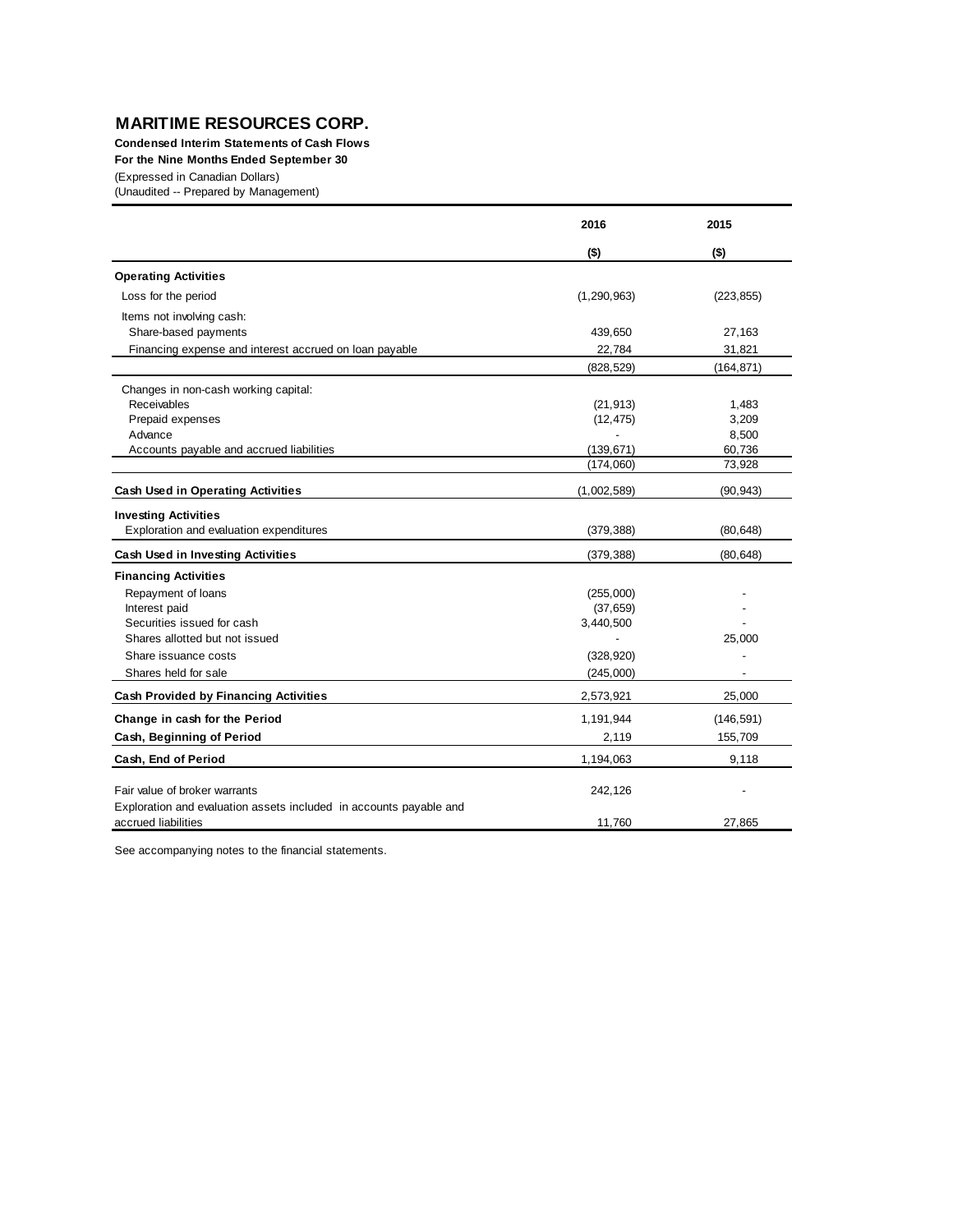# MARITIME RESOURCES CORP.

**Condensed Interim Statements of Cash Flows**
**For the Nine Months Ended September 30**
(Expressed in Canadian Dollars)
(Unaudited -- Prepared by Management)

| | 2016 | 2015 |
|---|---|---|
| | ($) | ($) |
| **Operating Activities** | | |
| Loss for the period | (1,290,963) | (223,855) |
| Items not involving cash: | | |
| Share-based payments | 439,650 | 27,163 |
| Financing expense and interest accrued on loan payable | 22,784 | 31,821 |
| | (828,529) | (164,871) |
| Changes in non-cash working capital: | | |
| Receivables | (21,913) | 1,483 |
| Prepaid expenses | (12,475) | 3,209 |
| Advance | - | 8,500 |
| Accounts payable and accrued liabilities | (139,671) | 60,736 |
| | (174,060) | 73,928 |
| **Cash Used in Operating Activities** | (1,002,589) | (90,943) |
| **Investing Activities** | | |
| Exploration and evaluation expenditures | (379,388) | (80,648) |
| **Cash Used in Investing Activities** | (379,388) | (80,648) |
| **Financing Activities** | | |
| Repayment of loans | (255,000) | - |
| Interest paid | (37,659) | - |
| Securities issued for cash | 3,440,500 | - |
| Shares allotted but not issued | - | 25,000 |
| Share issuance costs | (328,920) | - |
| Shares held for sale | (245,000) | - |
| **Cash Provided by Financing Activities** | 2,573,921 | 25,000 |
| **Change in cash for the Period** | 1,191,944 | (146,591) |
| **Cash, Beginning of Period** | 2,119 | 155,709 |
| **Cash, End of Period** | 1,194,063 | 9,118 |
| Fair value of broker warrants | 242,126 | - |
| Exploration and evaluation assets included in accounts payable and accrued liabilities | 11,760 | 27,865 |

See accompanying notes to the financial statements.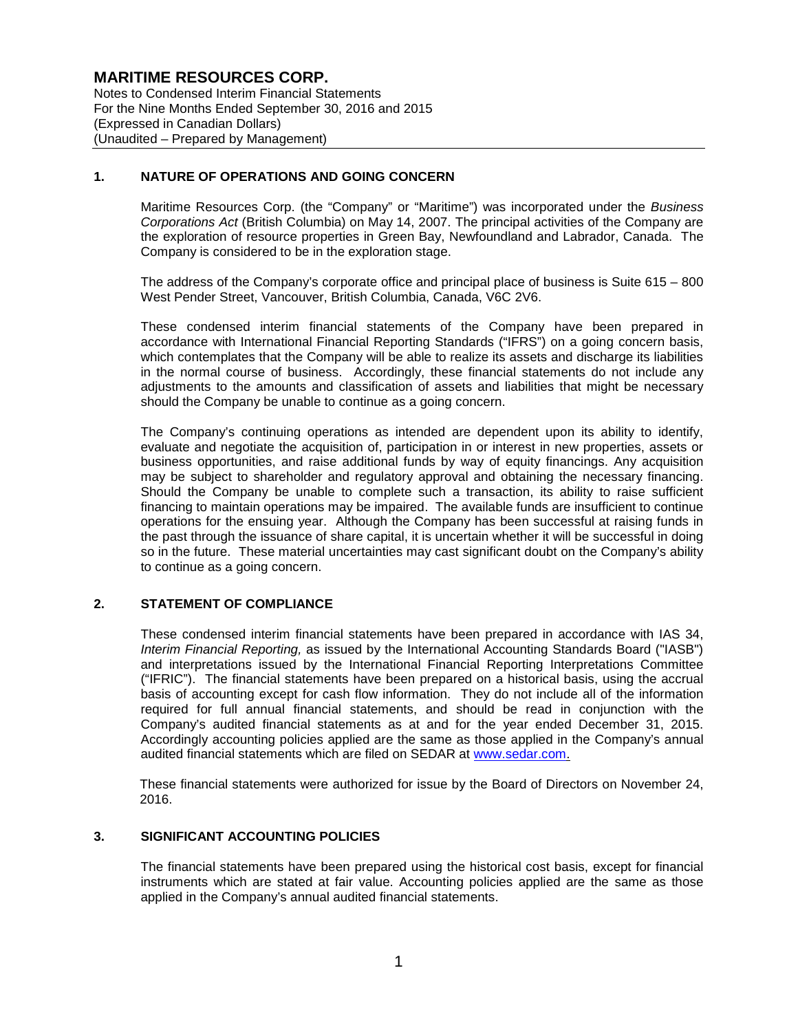# MARITIME RESOURCES CORP.

Notes to Condensed Interim Financial Statements
For the Nine Months Ended September 30, 2016 and 2015
(Expressed in Canadian Dollars)
(Unaudited – Prepared by Management)

## 1. NATURE OF OPERATIONS AND GOING CONCERN

Maritime Resources Corp. (the "Company" or "Maritime") was incorporated under the *Business Corporations Act* (British Columbia) on May 14, 2007. The principal activities of the Company are the exploration of resource properties in Green Bay, Newfoundland and Labrador, Canada. The Company is considered to be in the exploration stage.

The address of the Company's corporate office and principal place of business is Suite 615 – 800 West Pender Street, Vancouver, British Columbia, Canada, V6C 2V6.

These condensed interim financial statements of the Company have been prepared in accordance with International Financial Reporting Standards ("IFRS") on a going concern basis, which contemplates that the Company will be able to realize its assets and discharge its liabilities in the normal course of business. Accordingly, these financial statements do not include any adjustments to the amounts and classification of assets and liabilities that might be necessary should the Company be unable to continue as a going concern.

The Company's continuing operations as intended are dependent upon its ability to identify, evaluate and negotiate the acquisition of, participation in or interest in new properties, assets or business opportunities, and raise additional funds by way of equity financings. Any acquisition may be subject to shareholder and regulatory approval and obtaining the necessary financing. Should the Company be unable to complete such a transaction, its ability to raise sufficient financing to maintain operations may be impaired. The available funds are insufficient to continue operations for the ensuing year. Although the Company has been successful at raising funds in the past through the issuance of share capital, it is uncertain whether it will be successful in doing so in the future. These material uncertainties may cast significant doubt on the Company's ability to continue as a going concern.

## 2. STATEMENT OF COMPLIANCE

These condensed interim financial statements have been prepared in accordance with IAS 34, *Interim Financial Reporting,* as issued by the International Accounting Standards Board ("IASB") and interpretations issued by the International Financial Reporting Interpretations Committee ("IFRIC"). The financial statements have been prepared on a historical basis, using the accrual basis of accounting except for cash flow information. They do not include all of the information required for full annual financial statements, and should be read in conjunction with the Company's audited financial statements as at and for the year ended December 31, 2015. Accordingly accounting policies applied are the same as those applied in the Company's annual audited financial statements which are filed on SEDAR at www.sedar.com.

These financial statements were authorized for issue by the Board of Directors on November 24, 2016.

## 3. SIGNIFICANT ACCOUNTING POLICIES

The financial statements have been prepared using the historical cost basis, except for financial instruments which are stated at fair value. Accounting policies applied are the same as those applied in the Company's annual audited financial statements.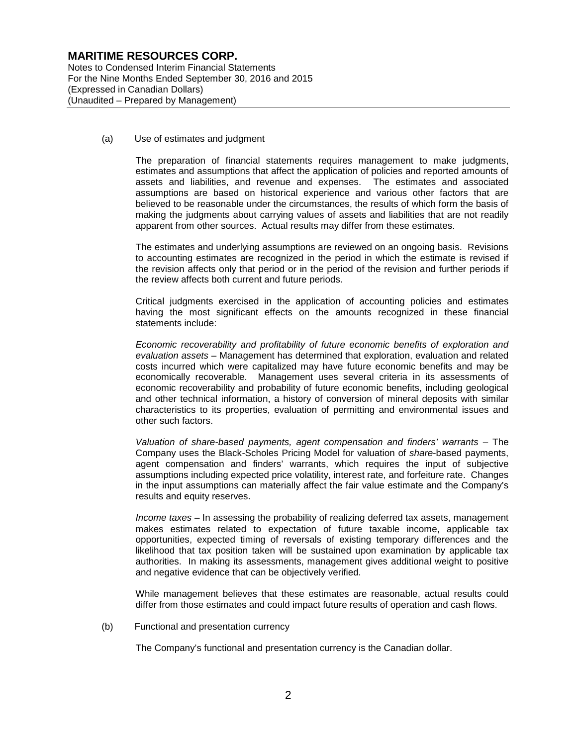(a) Use of estimates and judgment

The preparation of financial statements requires management to make judgments, estimates and assumptions that affect the application of policies and reported amounts of assets and liabilities, and revenue and expenses. The estimates and associated assumptions are based on historical experience and various other factors that are believed to be reasonable under the circumstances, the results of which form the basis of making the judgments about carrying values of assets and liabilities that are not readily apparent from other sources. Actual results may differ from these estimates.

The estimates and underlying assumptions are reviewed on an ongoing basis. Revisions to accounting estimates are recognized in the period in which the estimate is revised if the revision affects only that period or in the period of the revision and further periods if the review affects both current and future periods.

Critical judgments exercised in the application of accounting policies and estimates having the most significant effects on the amounts recognized in these financial statements include:

*Economic recoverability and profitability of future economic benefits of exploration and evaluation assets* – Management has determined that exploration, evaluation and related costs incurred which were capitalized may have future economic benefits and may be economically recoverable. Management uses several criteria in its assessments of economic recoverability and probability of future economic benefits, including geological and other technical information, a history of conversion of mineral deposits with similar characteristics to its properties, evaluation of permitting and environmental issues and other such factors.

*Valuation of share-based payments, agent compensation and finders' warrants* – The Company uses the Black-Scholes Pricing Model for valuation of *share*-based payments, agent compensation and finders' warrants, which requires the input of subjective assumptions including expected price volatility, interest rate, and forfeiture rate. Changes in the input assumptions can materially affect the fair value estimate and the Company's results and equity reserves.

*Income taxes* – In assessing the probability of realizing deferred tax assets, management makes estimates related to expectation of future taxable income, applicable tax opportunities, expected timing of reversals of existing temporary differences and the likelihood that tax position taken will be sustained upon examination by applicable tax authorities. In making its assessments, management gives additional weight to positive and negative evidence that can be objectively verified.

While management believes that these estimates are reasonable, actual results could differ from those estimates and could impact future results of operation and cash flows.

(b) Functional and presentation currency

The Company's functional and presentation currency is the Canadian dollar.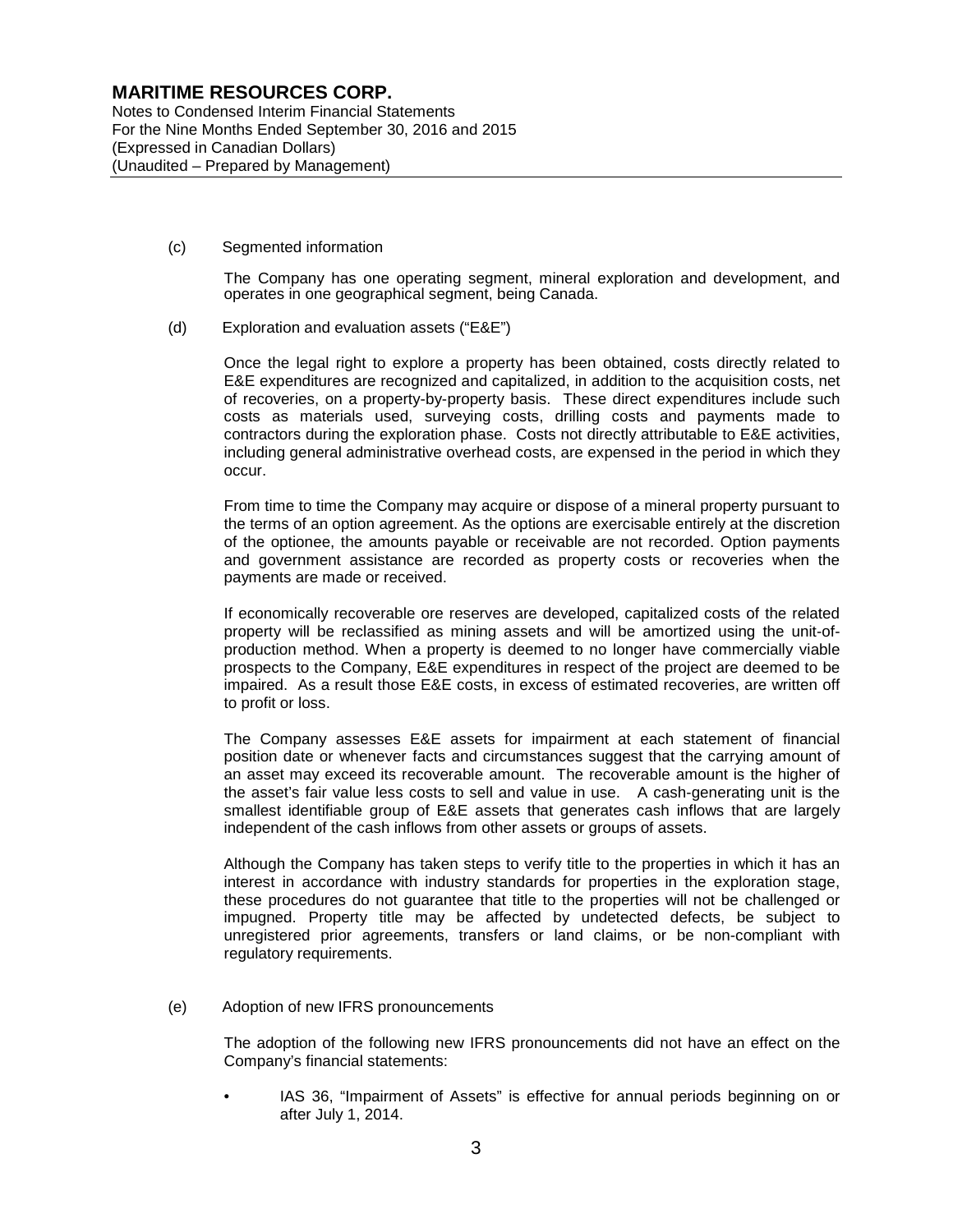(c) Segmented information

The Company has one operating segment, mineral exploration and development, and operates in one geographical segment, being Canada.

(d) Exploration and evaluation assets ("E&E")

Once the legal right to explore a property has been obtained, costs directly related to E&E expenditures are recognized and capitalized, in addition to the acquisition costs, net of recoveries, on a property-by-property basis. These direct expenditures include such costs as materials used, surveying costs, drilling costs and payments made to contractors during the exploration phase. Costs not directly attributable to E&E activities, including general administrative overhead costs, are expensed in the period in which they occur.

From time to time the Company may acquire or dispose of a mineral property pursuant to the terms of an option agreement. As the options are exercisable entirely at the discretion of the optionee, the amounts payable or receivable are not recorded. Option payments and government assistance are recorded as property costs or recoveries when the payments are made or received.

If economically recoverable ore reserves are developed, capitalized costs of the related property will be reclassified as mining assets and will be amortized using the unit-of-production method. When a property is deemed to no longer have commercially viable prospects to the Company, E&E expenditures in respect of the project are deemed to be impaired. As a result those E&E costs, in excess of estimated recoveries, are written off to profit or loss.

The Company assesses E&E assets for impairment at each statement of financial position date or whenever facts and circumstances suggest that the carrying amount of an asset may exceed its recoverable amount. The recoverable amount is the higher of the asset's fair value less costs to sell and value in use. A cash-generating unit is the smallest identifiable group of E&E assets that generates cash inflows that are largely independent of the cash inflows from other assets or groups of assets.

Although the Company has taken steps to verify title to the properties in which it has an interest in accordance with industry standards for properties in the exploration stage, these procedures do not guarantee that title to the properties will not be challenged or impugned. Property title may be affected by undetected defects, be subject to unregistered prior agreements, transfers or land claims, or be non-compliant with regulatory requirements.

(e) Adoption of new IFRS pronouncements

The adoption of the following new IFRS pronouncements did not have an effect on the Company's financial statements:

- IAS 36, "Impairment of Assets" is effective for annual periods beginning on or after July 1, 2014.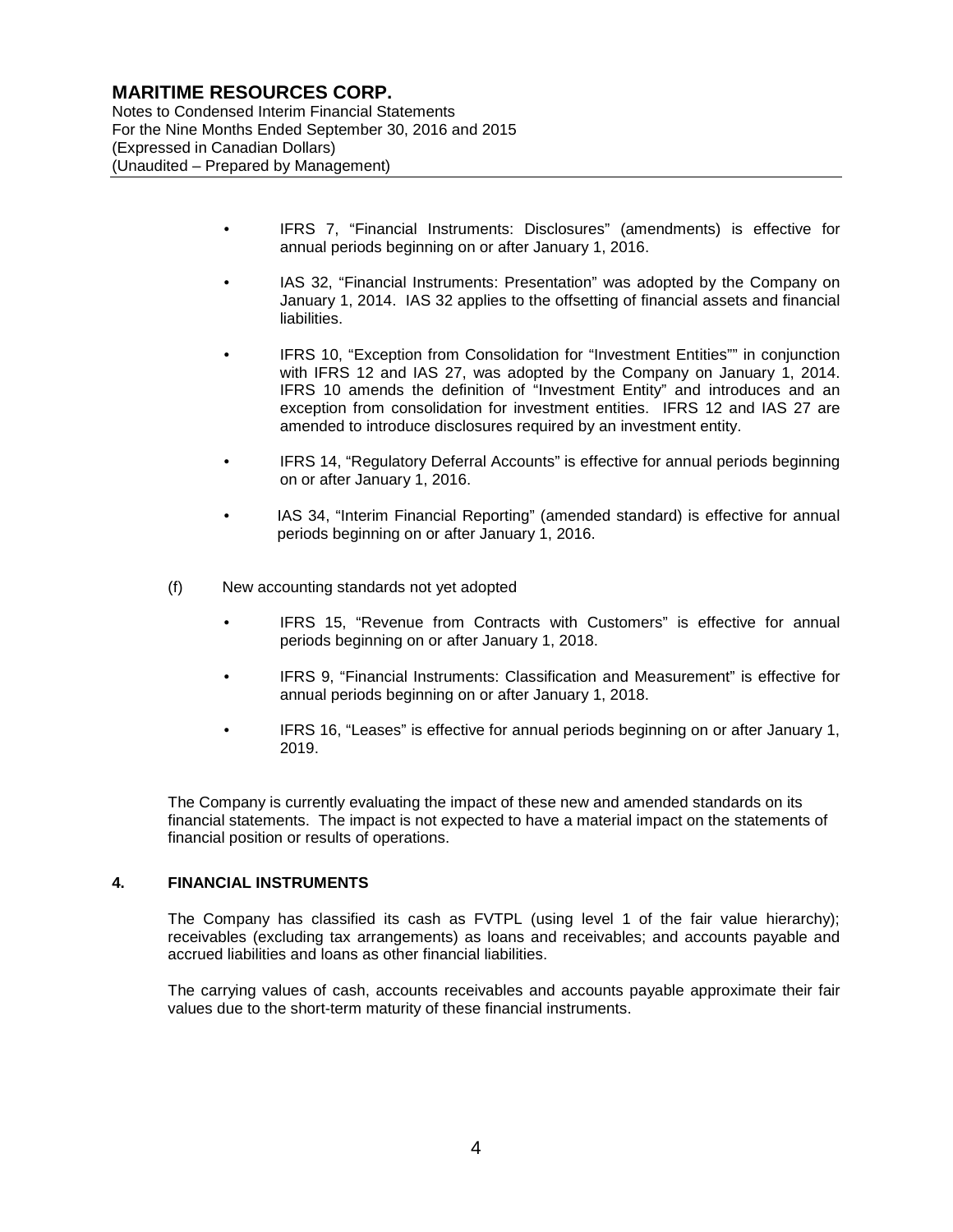- IFRS 7, "Financial Instruments: Disclosures" (amendments) is effective for annual periods beginning on or after January 1, 2016.

- IAS 32, "Financial Instruments: Presentation" was adopted by the Company on January 1, 2014. IAS 32 applies to the offsetting of financial assets and financial liabilities.

- IFRS 10, "Exception from Consolidation for "Investment Entities"" in conjunction with IFRS 12 and IAS 27, was adopted by the Company on January 1, 2014. IFRS 10 amends the definition of "Investment Entity" and introduces and an exception from consolidation for investment entities. IFRS 12 and IAS 27 are amended to introduce disclosures required by an investment entity.

- IFRS 14, "Regulatory Deferral Accounts" is effective for annual periods beginning on or after January 1, 2016.

- IAS 34, "Interim Financial Reporting" (amended standard) is effective for annual periods beginning on or after January 1, 2016.

(f) New accounting standards not yet adopted

- IFRS 15, "Revenue from Contracts with Customers" is effective for annual periods beginning on or after January 1, 2018.

- IFRS 9, "Financial Instruments: Classification and Measurement" is effective for annual periods beginning on or after January 1, 2018.

- IFRS 16, "Leases" is effective for annual periods beginning on or after January 1, 2019.

The Company is currently evaluating the impact of these new and amended standards on its financial statements. The impact is not expected to have a material impact on the statements of financial position or results of operations.

## 4. FINANCIAL INSTRUMENTS

The Company has classified its cash as FVTPL (using level 1 of the fair value hierarchy); receivables (excluding tax arrangements) as loans and receivables; and accounts payable and accrued liabilities and loans as other financial liabilities.

The carrying values of cash, accounts receivables and accounts payable approximate their fair values due to the short-term maturity of these financial instruments.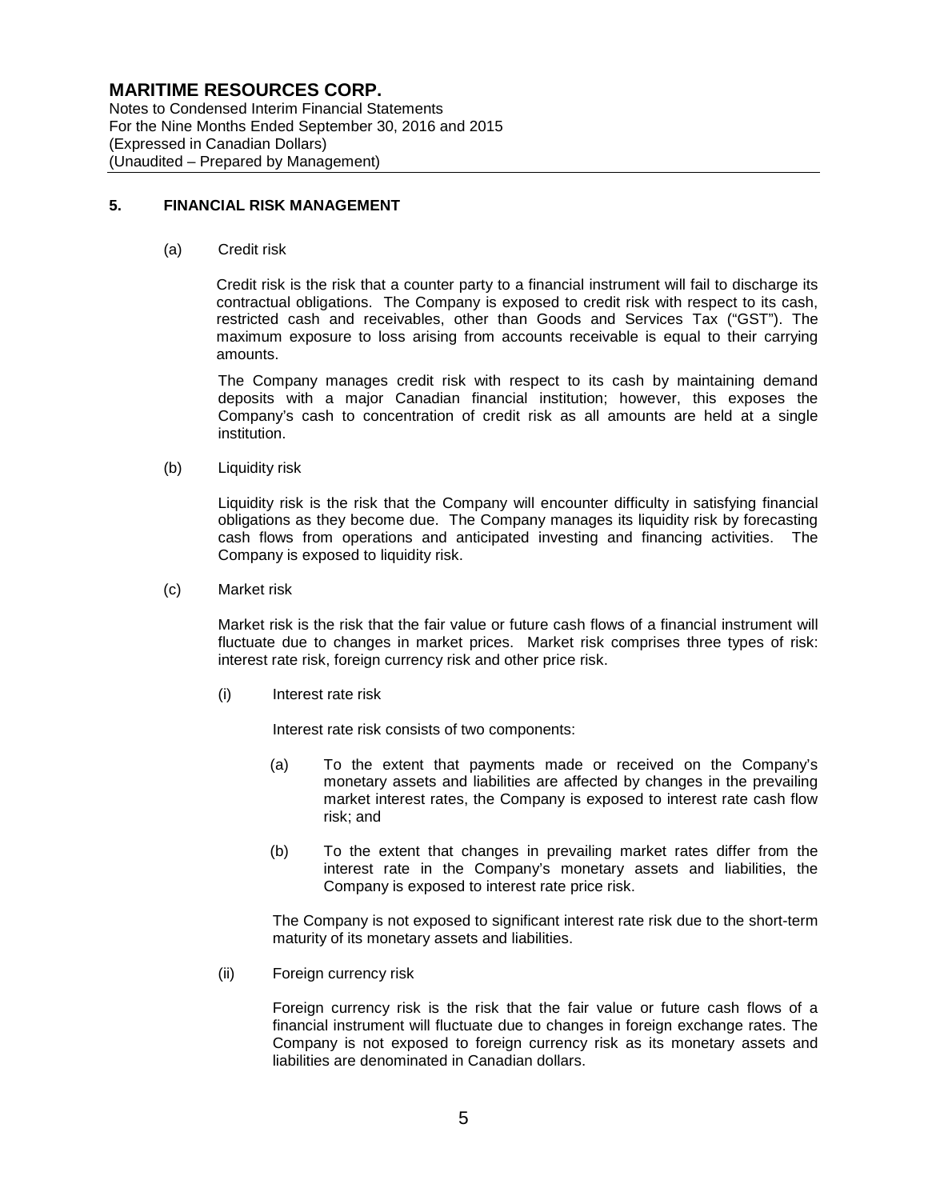## 5. FINANCIAL RISK MANAGEMENT

(a) Credit risk

Credit risk is the risk that a counter party to a financial instrument will fail to discharge its contractual obligations. The Company is exposed to credit risk with respect to its cash, restricted cash and receivables, other than Goods and Services Tax ("GST"). The maximum exposure to loss arising from accounts receivable is equal to their carrying amounts.

The Company manages credit risk with respect to its cash by maintaining demand deposits with a major Canadian financial institution; however, this exposes the Company's cash to concentration of credit risk as all amounts are held at a single institution.

(b) Liquidity risk

Liquidity risk is the risk that the Company will encounter difficulty in satisfying financial obligations as they become due. The Company manages its liquidity risk by forecasting cash flows from operations and anticipated investing and financing activities. The Company is exposed to liquidity risk.

(c) Market risk

Market risk is the risk that the fair value or future cash flows of a financial instrument will fluctuate due to changes in market prices. Market risk comprises three types of risk: interest rate risk, foreign currency risk and other price risk.

(i) Interest rate risk

Interest rate risk consists of two components:

(a) To the extent that payments made or received on the Company's monetary assets and liabilities are affected by changes in the prevailing market interest rates, the Company is exposed to interest rate cash flow risk; and

(b) To the extent that changes in prevailing market rates differ from the interest rate in the Company's monetary assets and liabilities, the Company is exposed to interest rate price risk.

The Company is not exposed to significant interest rate risk due to the short-term maturity of its monetary assets and liabilities.

(ii) Foreign currency risk

Foreign currency risk is the risk that the fair value or future cash flows of a financial instrument will fluctuate due to changes in foreign exchange rates. The Company is not exposed to foreign currency risk as its monetary assets and liabilities are denominated in Canadian dollars.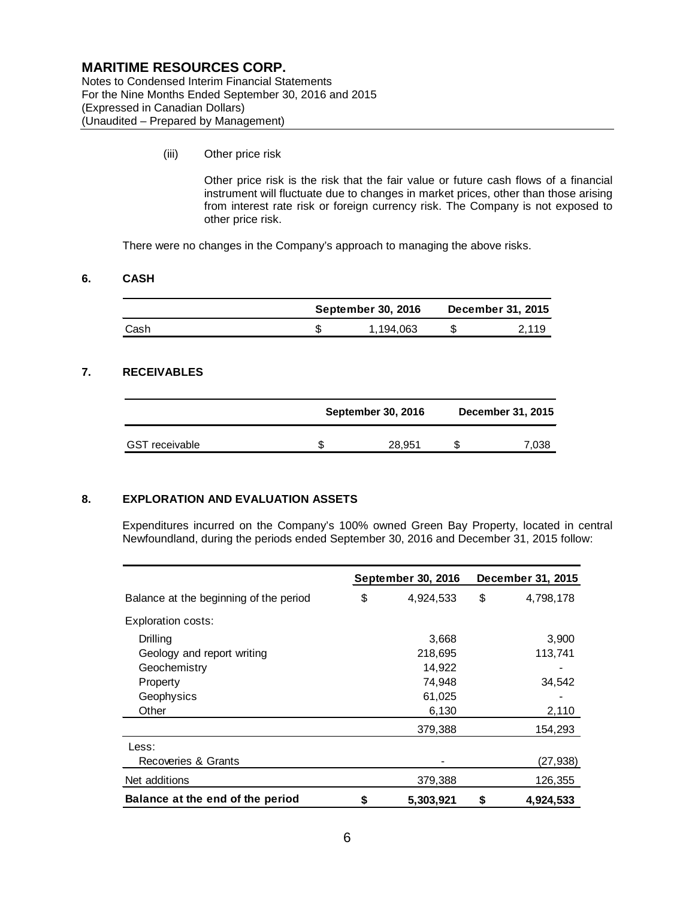(iii) Other price risk

Other price risk is the risk that the fair value or future cash flows of a financial instrument will fluctuate due to changes in market prices, other than those arising from interest rate risk or foreign currency risk. The Company is not exposed to other price risk.

There were no changes in the Company's approach to managing the above risks.

## 6. CASH

| | September 30, 2016 | December 31, 2015 |
|---|---|---|
| Cash | $ 1,194,063 | $ 2,119 |

## 7. RECEIVABLES

| | September 30, 2016 | December 31, 2015 |
|---|---|---|
| GST receivable | $ 28,951 | $ 7,038 |

## 8. EXPLORATION AND EVALUATION ASSETS

Expenditures incurred on the Company's 100% owned Green Bay Property, located in central Newfoundland, during the periods ended September 30, 2016 and December 31, 2015 follow:

| | September 30, 2016 | December 31, 2015 |
|---|---|---|
| Balance at the beginning of the period | $ 4,924,533 | $ 4,798,178 |
| Exploration costs: | | |
| Drilling | 3,668 | 3,900 |
| Geology and report writing | 218,695 | 113,741 |
| Geochemistry | 14,922 | - |
| Property | 74,948 | 34,542 |
| Geophysics | 61,025 | - |
| Other | 6,130 | 2,110 |
| | 379,388 | 154,293 |
| Less: | | |
| Recoveries & Grants | - | (27,938) |
| Net additions | 379,388 | 126,355 |
| **Balance at the end of the period** | **$ 5,303,921** | **$ 4,924,533** |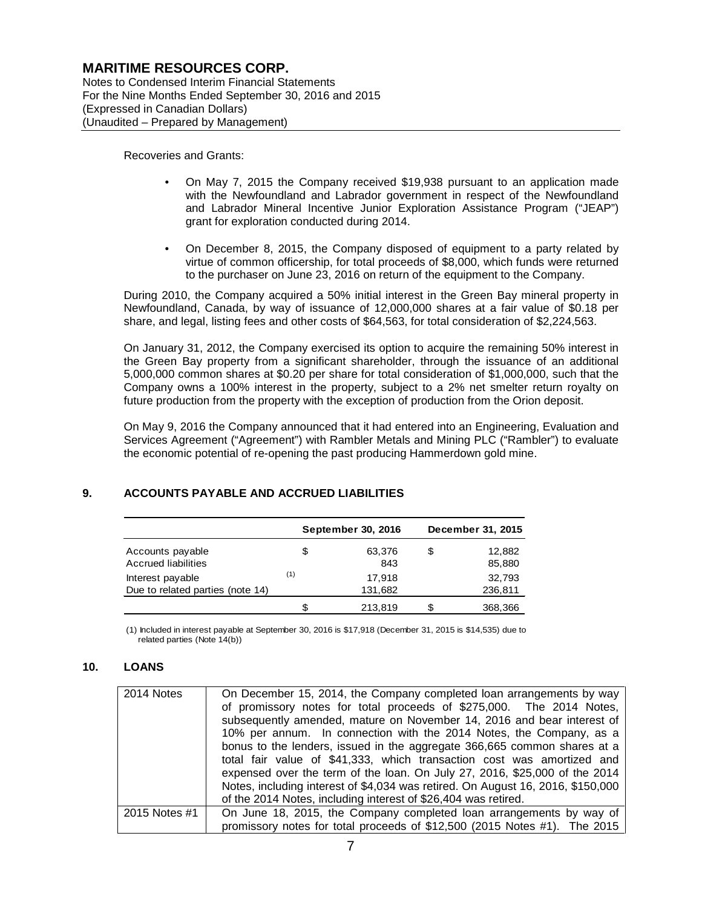Recoveries and Grants:

- On May 7, 2015 the Company received $19,938 pursuant to an application made with the Newfoundland and Labrador government in respect of the Newfoundland and Labrador Mineral Incentive Junior Exploration Assistance Program ("JEAP") grant for exploration conducted during 2014.
- On December 8, 2015, the Company disposed of equipment to a party related by virtue of common officership, for total proceeds of $8,000, which funds were returned to the purchaser on June 23, 2016 on return of the equipment to the Company.

During 2010, the Company acquired a 50% initial interest in the Green Bay mineral property in Newfoundland, Canada, by way of issuance of 12,000,000 shares at a fair value of $0.18 per share, and legal, listing fees and other costs of $64,563, for total consideration of $2,224,563.

On January 31, 2012, the Company exercised its option to acquire the remaining 50% interest in the Green Bay property from a significant shareholder, through the issuance of an additional 5,000,000 common shares at $0.20 per share for total consideration of $1,000,000, such that the Company owns a 100% interest in the property, subject to a 2% net smelter return royalty on future production from the property with the exception of production from the Orion deposit.

On May 9, 2016 the Company announced that it had entered into an Engineering, Evaluation and Services Agreement ("Agreement") with Rambler Metals and Mining PLC ("Rambler") to evaluate the economic potential of re-opening the past producing Hammerdown gold mine.

## 9. ACCOUNTS PAYABLE AND ACCRUED LIABILITIES

| | | September 30, 2016 | | December 31, 2015 |
|---|---|---|---|---|
| Accounts payable | $ | 63,376 | $ | 12,882 |
| Accrued liabilities | | 843 | | 85,880 |
| Interest payable (1) | | 17,918 | | 32,793 |
| Due to related parties (note 14) | | 131,682 | | 236,811 |
| | $ | 213,819 | $ | 368,366 |

(1) Included in interest payable at September 30, 2016 is $17,918 (December 31, 2015 is $14,535) due to related parties (Note 14(b))

## 10. LOANS

| | |
|---|---|
| 2014 Notes | On December 15, 2014, the Company completed loan arrangements by way of promissory notes for total proceeds of $275,000. The 2014 Notes, subsequently amended, mature on November 14, 2016 and bear interest of 10% per annum. In connection with the 2014 Notes, the Company, as a bonus to the lenders, issued in the aggregate 366,665 common shares at a total fair value of $41,333, which transaction cost was amortized and expensed over the term of the loan. On July 27, 2016, $25,000 of the 2014 Notes, including interest of $4,034 was retired. On August 16, 2016, $150,000 of the 2014 Notes, including interest of $26,404 was retired. |
| 2015 Notes #1 | On June 18, 2015, the Company completed loan arrangements by way of promissory notes for total proceeds of $12,500 (2015 Notes #1). The 2015 |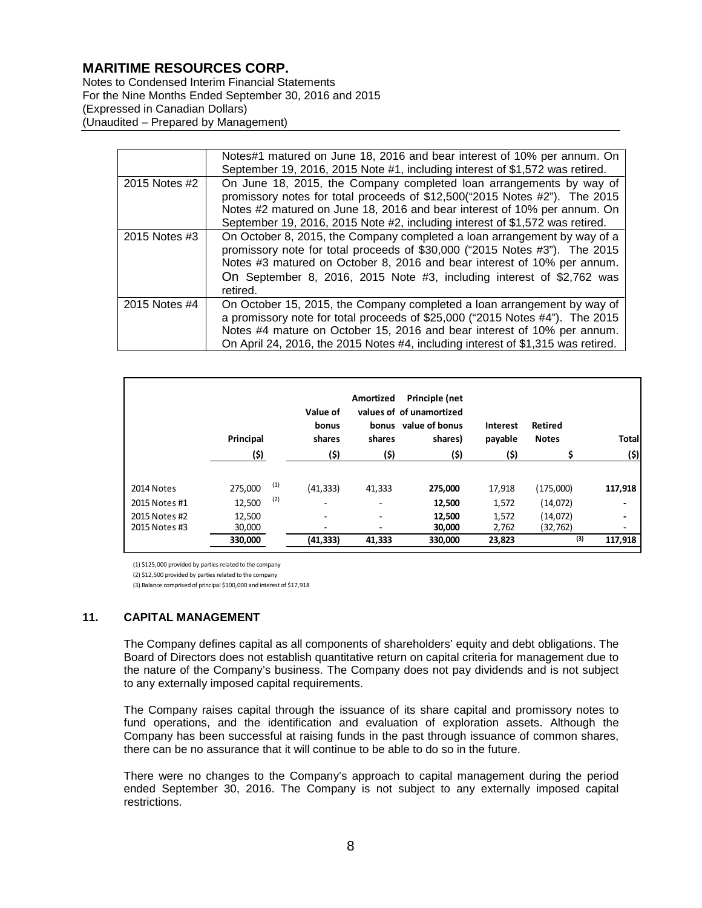| | |
|---|---|
| | Notes#1 matured on June 18, 2016 and bear interest of 10% per annum. On September 19, 2016, 2015 Note #1, including interest of $1,572 was retired. |
| 2015 Notes #2 | On June 18, 2015, the Company completed loan arrangements by way of promissory notes for total proceeds of $12,500("2015 Notes #2"). The 2015 Notes #2 matured on June 18, 2016 and bear interest of 10% per annum. On September 19, 2016, 2015 Note #2, including interest of $1,572 was retired. |
| 2015 Notes #3 | On October 8, 2015, the Company completed a loan arrangement by way of a promissory note for total proceeds of $30,000 ("2015 Notes #3"). The 2015 Notes #3 matured on October 8, 2016 and bear interest of 10% per annum. On September 8, 2016, 2015 Note #3, including interest of $2,762 was retired. |
| 2015 Notes #4 | On October 15, 2015, the Company completed a loan arrangement by way of a promissory note for total proceeds of $25,000 ("2015 Notes #4"). The 2015 Notes #4 mature on October 15, 2016 and bear interest of 10% per annum. On April 24, 2016, the 2015 Notes #4, including interest of $1,315 was retired. |

| | Principal ($) | Value of bonus shares ($) | Amortized bonus shares ($) | Principle (net values of of unamortized value of bonus shares) ($) | Interest payable ($) | Retired Notes $ | Total ($) |
|---|---|---|---|---|---|---|---|
| 2014 Notes | 275,000 (1) | (41,333) | 41,333 | **275,000** | 17,918 | (175,000) | **117,918** |
| 2015 Notes #1 | 12,500 (2) | - | - | **12,500** | 1,572 | (14,072) | **-** |
| 2015 Notes #2 | 12,500 | - | - | **12,500** | 1,572 | (14,072) | **-** |
| 2015 Notes #3 | 30,000 | - | - | **30,000** | 2,762 | (32,762) | - |
| | **330,000** | **(41,333)** | **41,333** | **330,000** | **23,823** | (3) | **117,918** |

(1) $125,000 provided by parties related to the company

(2) $12,500 provided by parties related to the company

(3) Balance comprised of principal $100,000 and interest of $17,918

## 11. CAPITAL MANAGEMENT

The Company defines capital as all components of shareholders' equity and debt obligations. The Board of Directors does not establish quantitative return on capital criteria for management due to the nature of the Company's business. The Company does not pay dividends and is not subject to any externally imposed capital requirements.

The Company raises capital through the issuance of its share capital and promissory notes to fund operations, and the identification and evaluation of exploration assets. Although the Company has been successful at raising funds in the past through issuance of common shares, there can be no assurance that it will continue to be able to do so in the future.

There were no changes to the Company's approach to capital management during the period ended September 30, 2016. The Company is not subject to any externally imposed capital restrictions.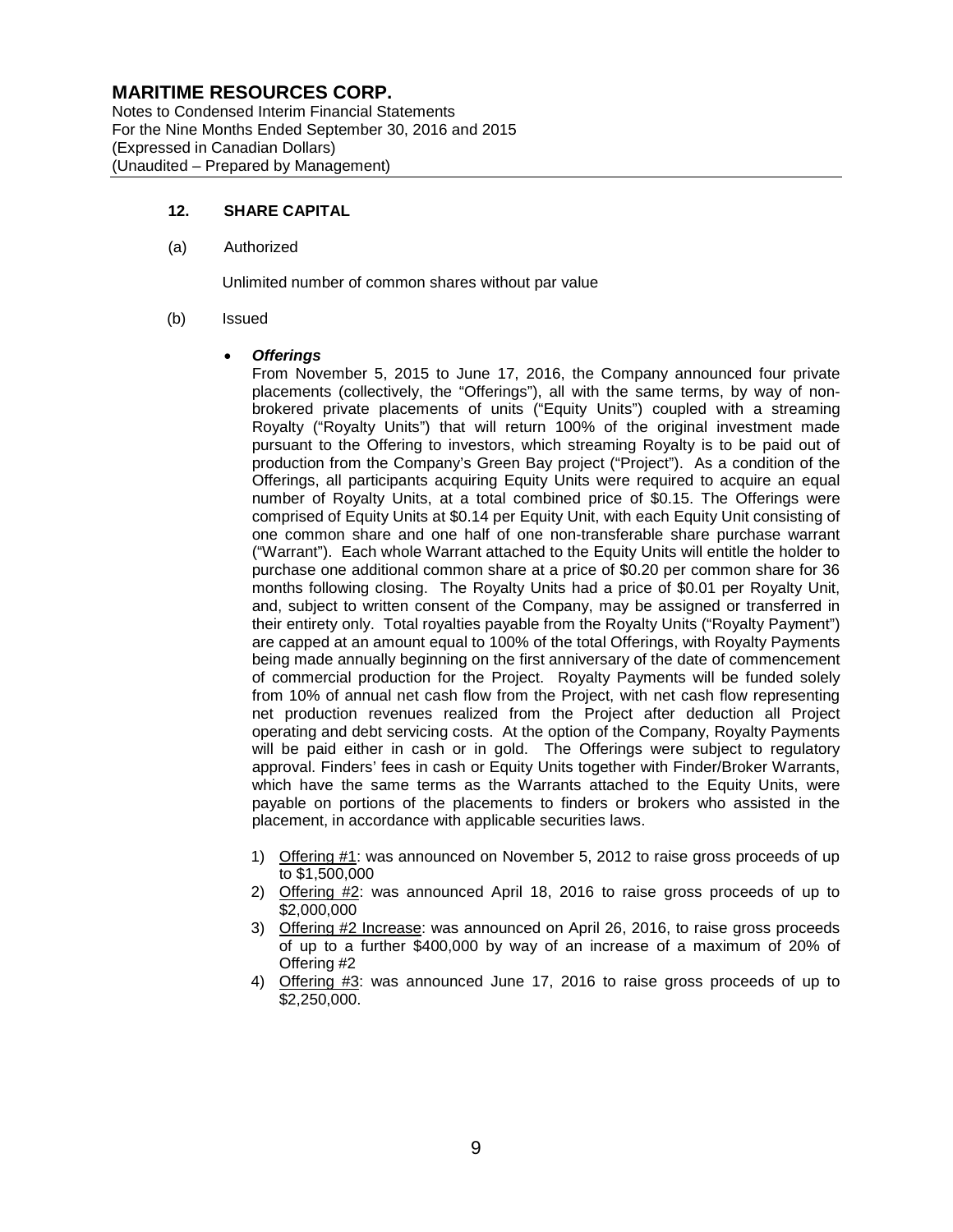## 12. SHARE CAPITAL

(a) Authorized

Unlimited number of common shares without par value

(b) Issued

- ***Offerings***

  From November 5, 2015 to June 17, 2016, the Company announced four private placements (collectively, the "Offerings"), all with the same terms, by way of non-brokered private placements of units ("Equity Units") coupled with a streaming Royalty ("Royalty Units") that will return 100% of the original investment made pursuant to the Offering to investors, which streaming Royalty is to be paid out of production from the Company's Green Bay project ("Project"). As a condition of the Offerings, all participants acquiring Equity Units were required to acquire an equal number of Royalty Units, at a total combined price of $0.15. The Offerings were comprised of Equity Units at $0.14 per Equity Unit, with each Equity Unit consisting of one common share and one half of one non-transferable share purchase warrant ("Warrant"). Each whole Warrant attached to the Equity Units will entitle the holder to purchase one additional common share at a price of $0.20 per common share for 36 months following closing. The Royalty Units had a price of $0.01 per Royalty Unit, and, subject to written consent of the Company, may be assigned or transferred in their entirety only. Total royalties payable from the Royalty Units ("Royalty Payment") are capped at an amount equal to 100% of the total Offerings, with Royalty Payments being made annually beginning on the first anniversary of the date of commencement of commercial production for the Project. Royalty Payments will be funded solely from 10% of annual net cash flow from the Project, with net cash flow representing net production revenues realized from the Project after deduction all Project operating and debt servicing costs. At the option of the Company, Royalty Payments will be paid either in cash or in gold. The Offerings were subject to regulatory approval. Finders' fees in cash or Equity Units together with Finder/Broker Warrants, which have the same terms as the Warrants attached to the Equity Units, were payable on portions of the placements to finders or brokers who assisted in the placement, in accordance with applicable securities laws.

  1) Offering #1: was announced on November 5, 2012 to raise gross proceeds of up to $1,500,000
  2) Offering #2: was announced April 18, 2016 to raise gross proceeds of up to $2,000,000
  3) Offering #2 Increase: was announced on April 26, 2016, to raise gross proceeds of up to a further $400,000 by way of an increase of a maximum of 20% of Offering #2
  4) Offering #3: was announced June 17, 2016 to raise gross proceeds of up to $2,250,000.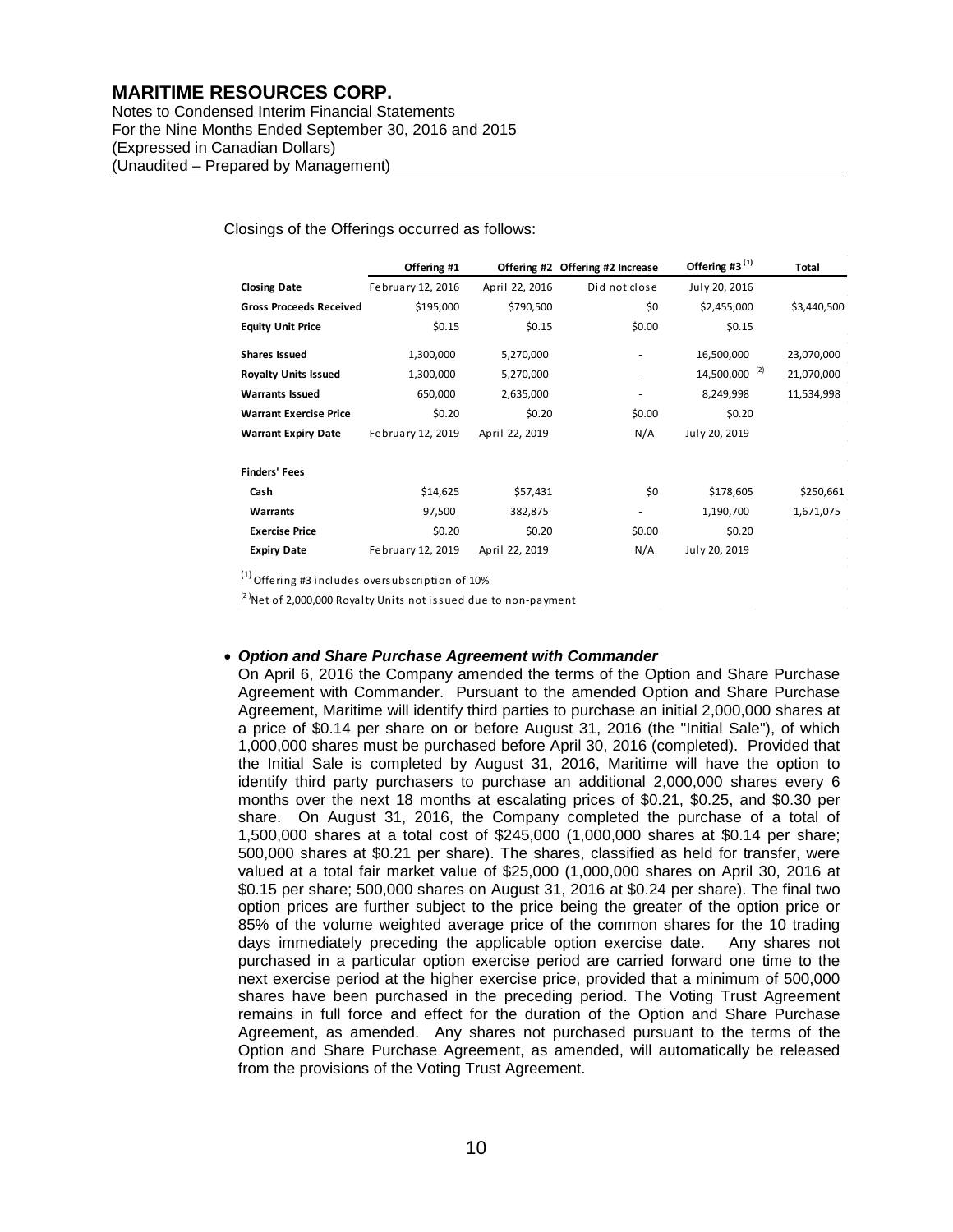Closings of the Offerings occurred as follows:

| | Offering #1 | Offering #2 | Offering #2 Increase | Offering #3 [1] | Total |
|---|---|---|---|---|---|
| **Closing Date** | February 12, 2016 | April 22, 2016 | Did not close | July 20, 2016 | |
| **Gross Proceeds Received** | $195,000 | $790,500 | $0 | $2,455,000 | $3,440,500 |
| **Equity Unit Price** | $0.15 | $0.15 | $0.00 | $0.15 | |
| **Shares Issued** | 1,300,000 | 5,270,000 | - | 16,500,000 | 23,070,000 |
| **Royalty Units Issued** | 1,300,000 | 5,270,000 | - | 14,500,000 [2] | 21,070,000 |
| **Warrants Issued** | 650,000 | 2,635,000 | - | 8,249,998 | 11,534,998 |
| **Warrant Exercise Price** | $0.20 | $0.20 | $0.00 | $0.20 | |
| **Warrant Expiry Date** | February 12, 2019 | April 22, 2019 | N/A | July 20, 2019 | |
| **Finders' Fees** | | | | | |
| **Cash** | $14,625 | $57,431 | $0 | $178,605 | $250,661 |
| **Warrants** | 97,500 | 382,875 | - | 1,190,700 | 1,671,075 |
| **Exercise Price** | $0.20 | $0.20 | $0.00 | $0.20 | |
| **Expiry Date** | February 12, 2019 | April 22, 2019 | N/A | July 20, 2019 | |

[1] Offering #3 includes oversubscription of 10%

[2] Net of 2,000,000 Royalty Units not issued due to non-payment

- ***Option and Share Purchase Agreement with Commander***

  On April 6, 2016 the Company amended the terms of the Option and Share Purchase Agreement with Commander. Pursuant to the amended Option and Share Purchase Agreement, Maritime will identify third parties to purchase an initial 2,000,000 shares at a price of $0.14 per share on or before August 31, 2016 (the "Initial Sale"), of which 1,000,000 shares must be purchased before April 30, 2016 (completed). Provided that the Initial Sale is completed by August 31, 2016, Maritime will have the option to identify third party purchasers to purchase an additional 2,000,000 shares every 6 months over the next 18 months at escalating prices of $0.21, $0.25, and $0.30 per share. On August 31, 2016, the Company completed the purchase of a total of 1,500,000 shares at a total cost of $245,000 (1,000,000 shares at $0.14 per share; 500,000 shares at $0.21 per share). The shares, classified as held for transfer, were valued at a total fair market value of $25,000 (1,000,000 shares on April 30, 2016 at $0.15 per share; 500,000 shares on August 31, 2016 at $0.24 per share). The final two option prices are further subject to the price being the greater of the option price or 85% of the volume weighted average price of the common shares for the 10 trading days immediately preceding the applicable option exercise date. Any shares not purchased in a particular option exercise period are carried forward one time to the next exercise period at the higher exercise price, provided that a minimum of 500,000 shares have been purchased in the preceding period. The Voting Trust Agreement remains in full force and effect for the duration of the Option and Share Purchase Agreement, as amended. Any shares not purchased pursuant to the terms of the Option and Share Purchase Agreement, as amended, will automatically be released from the provisions of the Voting Trust Agreement.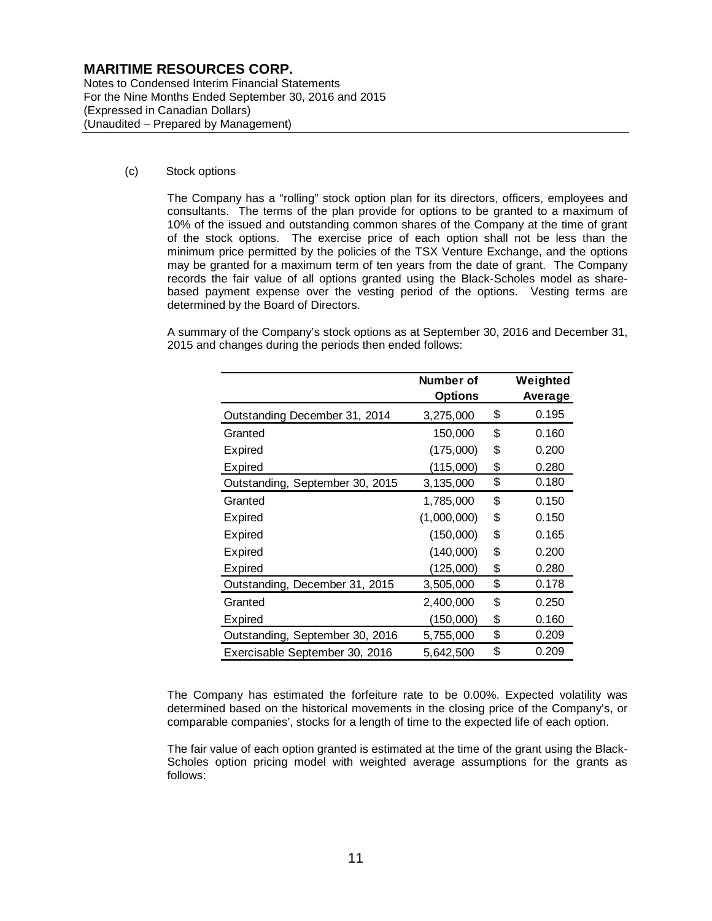(c) Stock options

The Company has a "rolling" stock option plan for its directors, officers, employees and consultants. The terms of the plan provide for options to be granted to a maximum of 10% of the issued and outstanding common shares of the Company at the time of grant of the stock options. The exercise price of each option shall not be less than the minimum price permitted by the policies of the TSX Venture Exchange, and the options may be granted for a maximum term of ten years from the date of grant. The Company records the fair value of all options granted using the Black-Scholes model as share-based payment expense over the vesting period of the options. Vesting terms are determined by the Board of Directors.

A summary of the Company's stock options as at September 30, 2016 and December 31, 2015 and changes during the periods then ended follows:

| | Number of Options | Weighted Average |
|---|---|---|
| Outstanding December 31, 2014 | 3,275,000 | $ 0.195 |
| Granted | 150,000 | $ 0.160 |
| Expired | (175,000) | $ 0.200 |
| Expired | (115,000) | $ 0.280 |
| Outstanding, September 30, 2015 | 3,135,000 | $ 0.180 |
| Granted | 1,785,000 | $ 0.150 |
| Expired | (1,000,000) | $ 0.150 |
| Expired | (150,000) | $ 0.165 |
| Expired | (140,000) | $ 0.200 |
| Expired | (125,000) | $ 0.280 |
| Outstanding, December 31, 2015 | 3,505,000 | $ 0.178 |
| Granted | 2,400,000 | $ 0.250 |
| Expired | (150,000) | $ 0.160 |
| Outstanding, September 30, 2016 | 5,755,000 | $ 0.209 |
| Exercisable September 30, 2016 | 5,642,500 | $ 0.209 |

The Company has estimated the forfeiture rate to be 0.00%. Expected volatility was determined based on the historical movements in the closing price of the Company's, or comparable companies', stocks for a length of time to the expected life of each option.

The fair value of each option granted is estimated at the time of the grant using the Black-Scholes option pricing model with weighted average assumptions for the grants as follows: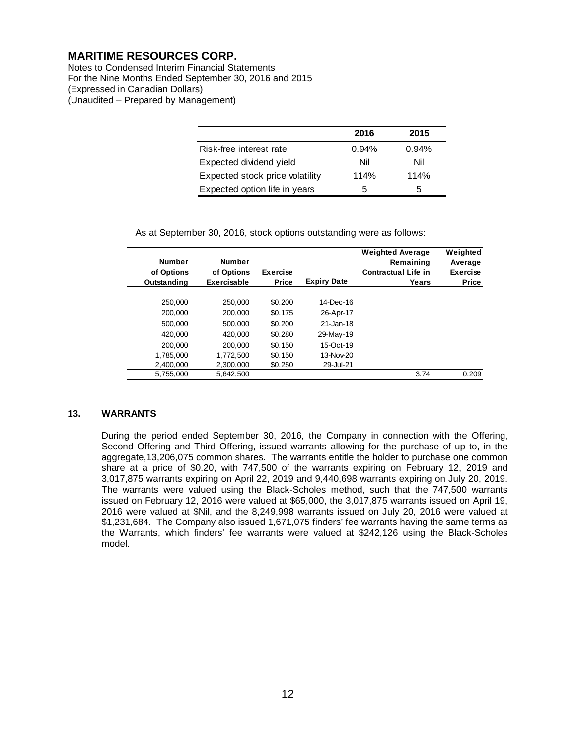| | 2016 | 2015 |
|---|---|---|
| Risk-free interest rate | 0.94% | 0.94% |
| Expected dividend yield | Nil | Nil |
| Expected stock price volatility | 114% | 114% |
| Expected option life in years | 5 | 5 |

As at September 30, 2016, stock options outstanding were as follows:

| Number of Options Outstanding | Number of Options Exercisable | Exercise Price | Expiry Date | Weighted Average Remaining Contractual Life in Years | Weighted Average Exercise Price |
|---|---|---|---|---|---|
| 250,000 | 250,000 | $0.200 | 14-Dec-16 | | |
| 200,000 | 200,000 | $0.175 | 26-Apr-17 | | |
| 500,000 | 500,000 | $0.200 | 21-Jan-18 | | |
| 420,000 | 420,000 | $0.280 | 29-May-19 | | |
| 200,000 | 200,000 | $0.150 | 15-Oct-19 | | |
| 1,785,000 | 1,772,500 | $0.150 | 13-Nov-20 | | |
| 2,400,000 | 2,300,000 | $0.250 | 29-Jul-21 | | |
| 5,755,000 | 5,642,500 | | | 3.74 | 0.209 |

## 13. WARRANTS

During the period ended September 30, 2016, the Company in connection with the Offering, Second Offering and Third Offering, issued warrants allowing for the purchase of up to, in the aggregate,13,206,075 common shares. The warrants entitle the holder to purchase one common share at a price of $0.20, with 747,500 of the warrants expiring on February 12, 2019 and 3,017,875 warrants expiring on April 22, 2019 and 9,440,698 warrants expiring on July 20, 2019. The warrants were valued using the Black-Scholes method, such that the 747,500 warrants issued on February 12, 2016 were valued at $65,000, the 3,017,875 warrants issued on April 19, 2016 were valued at $Nil, and the 8,249,998 warrants issued on July 20, 2016 were valued at $1,231,684. The Company also issued 1,671,075 finders' fee warrants having the same terms as the Warrants, which finders' fee warrants were valued at $242,126 using the Black-Scholes model.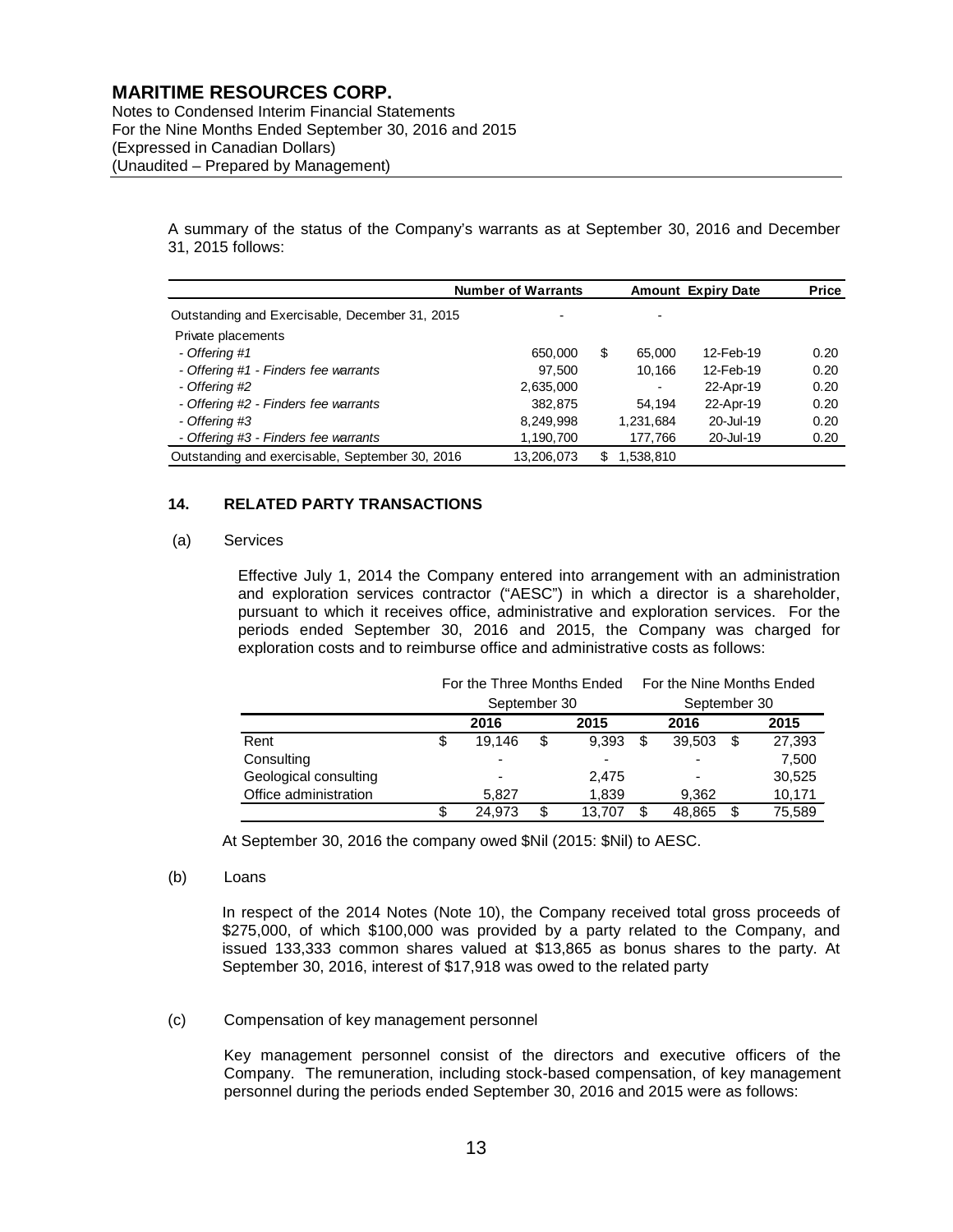A summary of the status of the Company's warrants as at September 30, 2016 and December 31, 2015 follows:

| | Number of Warrants | Amount | Expiry Date | Price |
|---|---|---|---|---|
| Outstanding and Exercisable, December 31, 2015 | - | - | | |
| Private placements | | | | |
| *- Offering #1* | 650,000 | $ 65,000 | 12-Feb-19 | 0.20 |
| *- Offering #1 - Finders fee warrants* | 97,500 | 10,166 | 12-Feb-19 | 0.20 |
| *- Offering #2* | 2,635,000 | - | 22-Apr-19 | 0.20 |
| *- Offering #2 - Finders fee warrants* | 382,875 | 54,194 | 22-Apr-19 | 0.20 |
| *- Offering #3* | 8,249,998 | 1,231,684 | 20-Jul-19 | 0.20 |
| *- Offering #3 - Finders fee warrants* | 1,190,700 | 177,766 | 20-Jul-19 | 0.20 |
| Outstanding and exercisable, September 30, 2016 | 13,206,073 | $ 1,538,810 | | |

### 14. RELATED PARTY TRANSACTIONS

(a) Services

Effective July 1, 2014 the Company entered into arrangement with an administration and exploration services contractor ("AESC") in which a director is a shareholder, pursuant to which it receives office, administrative and exploration services. For the periods ended September 30, 2016 and 2015, the Company was charged for exploration costs and to reimburse office and administrative costs as follows:

| | For the Three Months Ended September 30 | | For the Nine Months Ended September 30 | |
|---|---|---|---|---|
| | 2016 | 2015 | 2016 | 2015 |
| Rent | $ 19,146 | $ 9,393 | $ 39,503 | $ 27,393 |
| Consulting | - | - | - | 7,500 |
| Geological consulting | - | 2,475 | - | 30,525 |
| Office administration | 5,827 | 1,839 | 9,362 | 10,171 |
| | $ 24,973 | $ 13,707 | $ 48,865 | $ 75,589 |

At September 30, 2016 the company owed $Nil (2015: $Nil) to AESC.

(b) Loans

In respect of the 2014 Notes (Note 10), the Company received total gross proceeds of $275,000, of which $100,000 was provided by a party related to the Company, and issued 133,333 common shares valued at $13,865 as bonus shares to the party. At September 30, 2016, interest of $17,918 was owed to the related party

(c) Compensation of key management personnel

Key management personnel consist of the directors and executive officers of the Company. The remuneration, including stock-based compensation, of key management personnel during the periods ended September 30, 2016 and 2015 were as follows: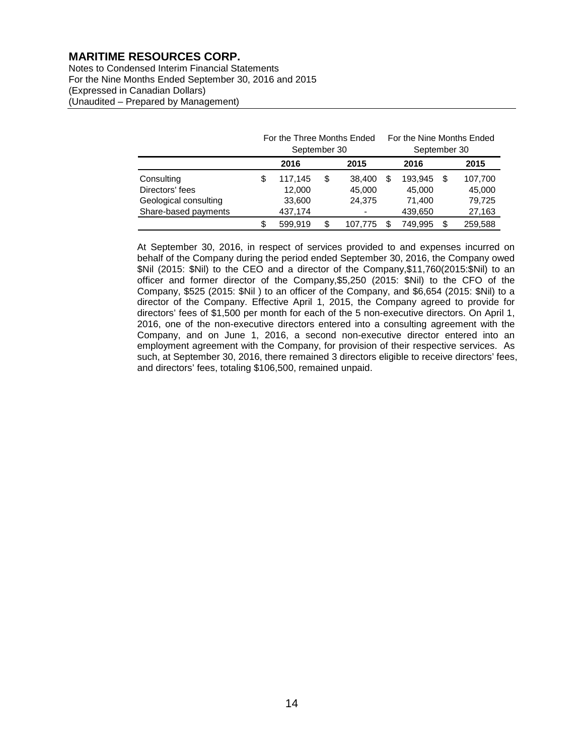# MARITIME RESOURCES CORP.

Notes to Condensed Interim Financial Statements
For the Nine Months Ended September 30, 2016 and 2015
(Expressed in Canadian Dollars)
(Unaudited – Prepared by Management)

| | For the Three Months Ended September 30 | | For the Nine Months Ended September 30 | |
|---|---|---|---|---|
| | 2016 | 2015 | 2016 | 2015 |
| Consulting | $ 117,145 | $ 38,400 | $ 193,945 | $ 107,700 |
| Directors' fees | 12,000 | 45,000 | 45,000 | 45,000 |
| Geological consulting | 33,600 | 24,375 | 71,400 | 79,725 |
| Share-based payments | 437,174 | - | 439,650 | 27,163 |
| | $ 599,919 | $ 107,775 | $ 749,995 | $ 259,588 |

At September 30, 2016, in respect of services provided to and expenses incurred on behalf of the Company during the period ended September 30, 2016, the Company owed $Nil (2015: $Nil) to the CEO and a director of the Company,$11,760(2015:$Nil) to an officer and former director of the Company,$5,250 (2015: $Nil) to the CFO of the Company, $525 (2015: $Nil ) to an officer of the Company, and $6,654 (2015: $Nil) to a director of the Company. Effective April 1, 2015, the Company agreed to provide for directors' fees of $1,500 per month for each of the 5 non-executive directors. On April 1, 2016, one of the non-executive directors entered into a consulting agreement with the Company, and on June 1, 2016, a second non-executive director entered into an employment agreement with the Company, for provision of their respective services. As such, at September 30, 2016, there remained 3 directors eligible to receive directors' fees, and directors' fees, totaling $106,500, remained unpaid.